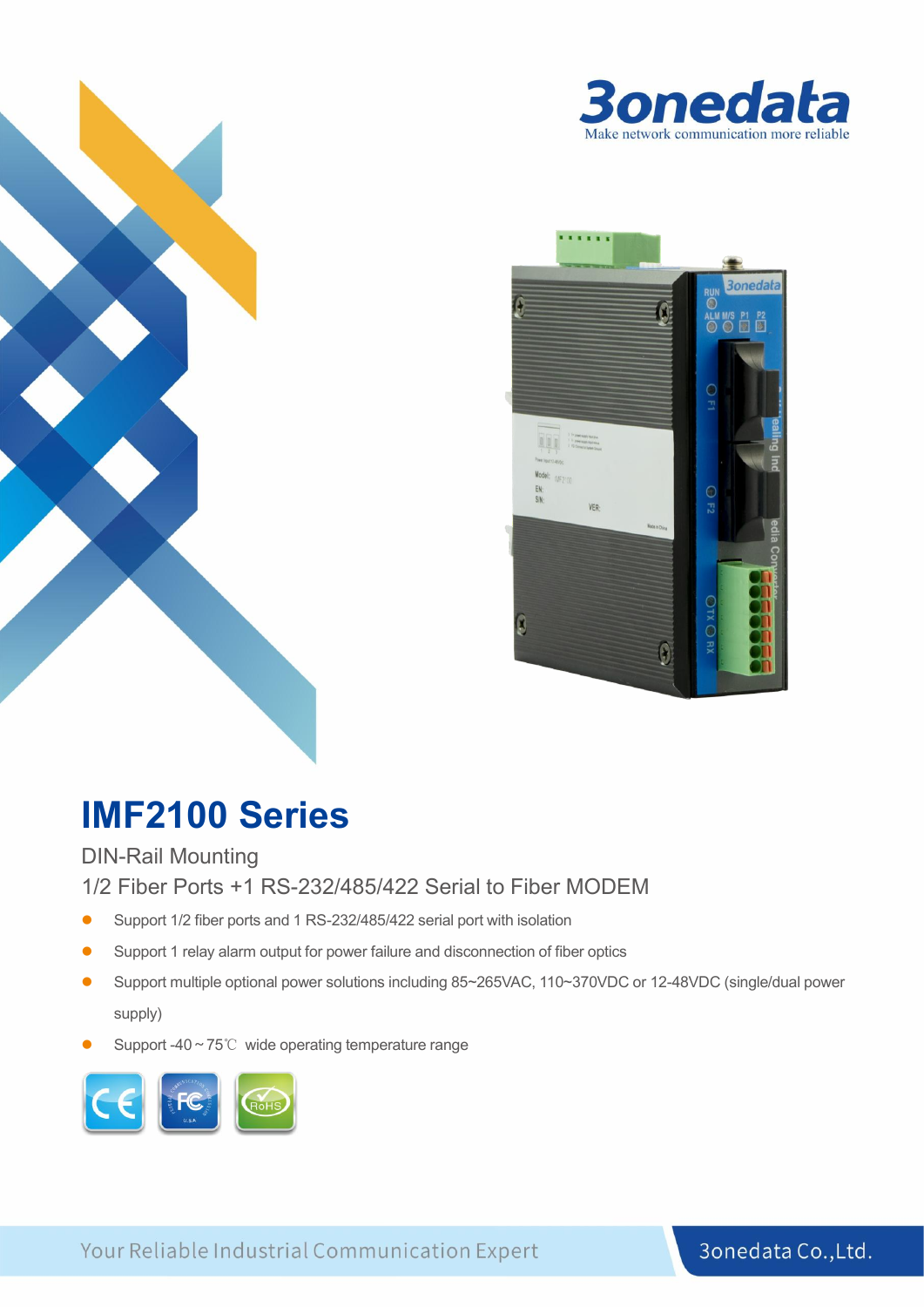3onedata

Make network communication more reliable

# IMF2100 Series

DIN-Rail Mounting

1/2 Fiber Ports +1 RS-232/485/422 Serial to Fiber MODEM

- Support 1/2 fiber ports and 1 RS-232/485/422 serial port with isolation
- Support 1 relay alarm output for power failure and disconnection of fiber optics
- Support multiple optional power solutions including 85~265VAC, 110~370VDC or 12-48VDC (single/dual power supply)
- Support -40 ~ 75℃ wide operating temperature range

Your Reliable Industrial Communication Expert

3onedata Co.,Ltd.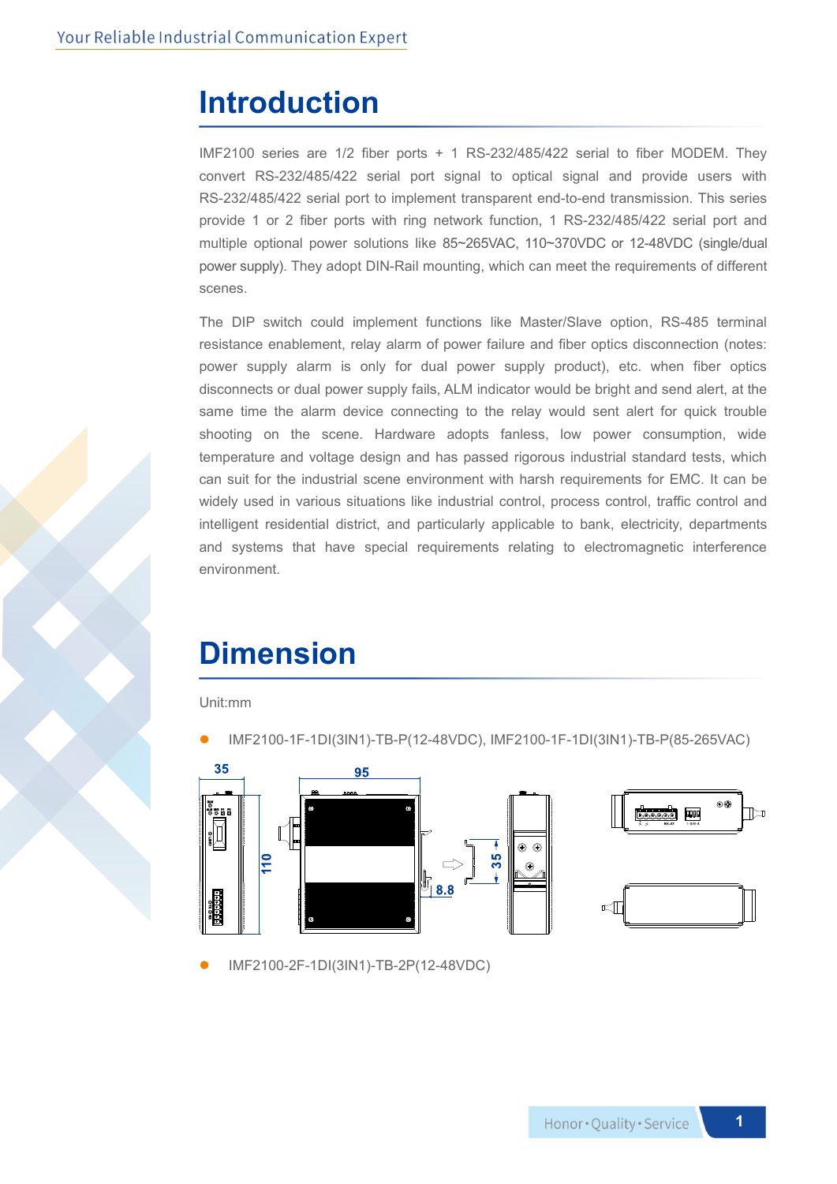# Introduction

IMF2100 series are 1/2 fiber ports + 1 RS-232/485/422 serial to fiber MODEM. They convert RS-232/485/422 serial port signal to optical signal and provide users with RS-232/485/422 serial port to implement transparent end-to-end transmission. This series provide 1 or 2 fiber ports with ring network function, 1 RS-232/485/422 serial port and multiple optional power solutions like 85~265VAC, 110~370VDC or 12-48VDC (single/dual power supply). They adopt DIN-Rail mounting, which can meet the requirements of different scenes.

The DIP switch could implement functions like Master/Slave option, RS-485 terminal resistance enablement, relay alarm of power failure and fiber optics disconnection (notes: power supply alarm is only for dual power supply product), etc. when fiber optics disconnects or dual power supply fails, ALM indicator would be bright and send alert, at the same time the alarm device connecting to the relay would sent alert for quick trouble shooting on the scene. Hardware adopts fanless, low power consumption, wide temperature and voltage design and has passed rigorous industrial standard tests, which can suit for the industrial scene environment with harsh requirements for EMC. It can be widely used in various situations like industrial control, process control, traffic control and intelligent residential district, and particularly applicable to bank, electricity, departments and systems that have special requirements relating to electromagnetic interference environment.

# Dimension

Unit:mm

- IMF2100-1F-1DI(3IN1)-TB-P(12-48VDC), IMF2100-1F-1DI(3IN1)-TB-P(85-265VAC)

- IMF2100-2F-1DI(3IN1)-TB-2P(12-48VDC)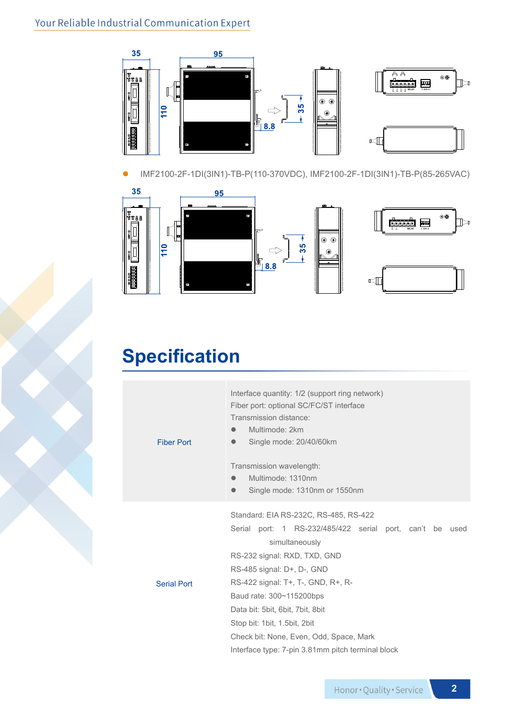- IMF2100-2F-1DI(3IN1)-TB-P(110-370VDC), IMF2100-2F-1DI(3IN1)-TB-P(85-265VAC)

# Specification

| | |
|---|---|
| Fiber Port | Interface quantity: 1/2 (support ring network)<br>Fiber port: optional SC/FC/ST interface<br>Transmission distance:<br>● Multimode: 2km<br>● Single mode: 20/40/60km<br><br>Transmission wavelength:<br>● Multimode: 1310nm<br>● Single mode: 1310nm or 1550nm |
| Serial Port | Standard: EIA RS-232C, RS-485, RS-422<br>Serial port: 1 RS-232/485/422 serial port, can't be used simultaneously<br>RS-232 signal: RXD, TXD, GND<br>RS-485 signal: D+, D-, GND<br>RS-422 signal: T+, T-, GND, R+, R-<br>Baud rate: 300~115200bps<br>Data bit: 5bit, 6bit, 7bit, 8bit<br>Stop bit: 1bit, 1.5bit, 2bit<br>Check bit: None, Even, Odd, Space, Mark<br>Interface type: 7-pin 3.81mm pitch terminal block |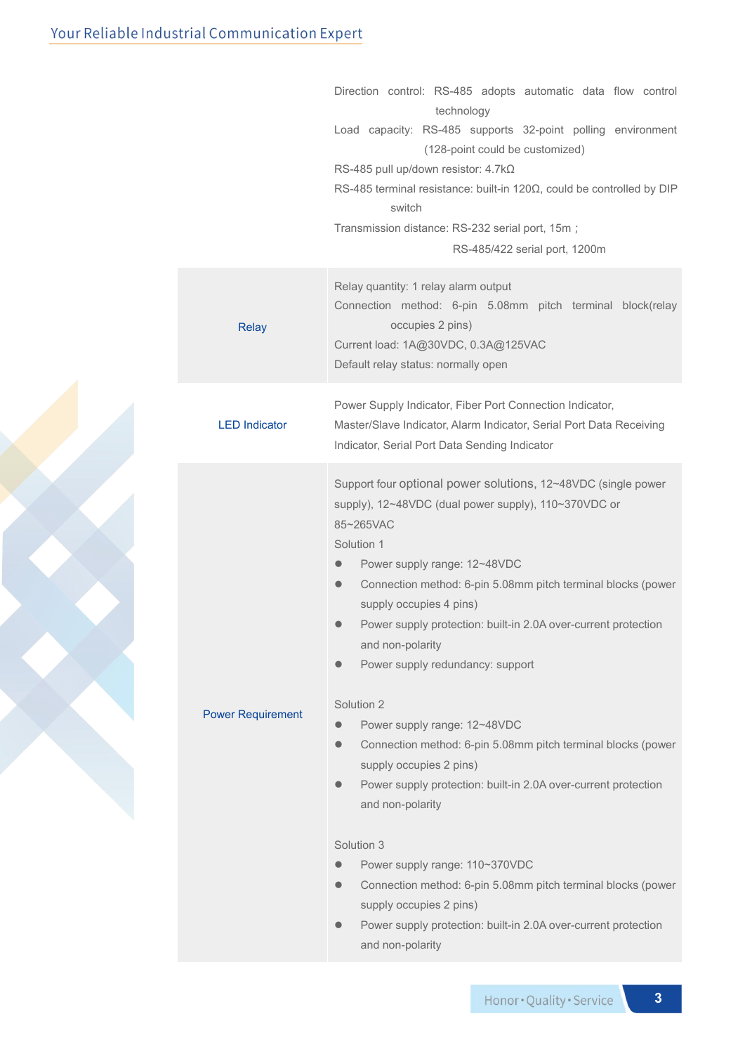| | |
|---|---|
| | Direction control: RS-485 adopts automatic data flow control technology<br>Load capacity: RS-485 supports 32-point polling environment (128-point could be customized)<br>RS-485 pull up/down resistor: 4.7kΩ<br>RS-485 terminal resistance: built-in 120Ω, could be controlled by DIP switch<br>Transmission distance: RS-232 serial port, 15m；<br>RS-485/422 serial port, 1200m |
| Relay | Relay quantity: 1 relay alarm output<br>Connection method: 6-pin 5.08mm pitch terminal block(relay occupies 2 pins)<br>Current load: 1A@30VDC, 0.3A@125VAC<br>Default relay status: normally open |
| LED Indicator | Power Supply Indicator, Fiber Port Connection Indicator, Master/Slave Indicator, Alarm Indicator, Serial Port Data Receiving Indicator, Serial Port Data Sending Indicator |
| Power Requirement | Support four optional power solutions, 12~48VDC (single power supply), 12~48VDC (dual power supply), 110~370VDC or 85~265VAC<br>Solution 1<br>● Power supply range: 12~48VDC<br>● Connection method: 6-pin 5.08mm pitch terminal blocks (power supply occupies 4 pins)<br>● Power supply protection: built-in 2.0A over-current protection and non-polarity<br>● Power supply redundancy: support<br><br>Solution 2<br>● Power supply range: 12~48VDC<br>● Connection method: 6-pin 5.08mm pitch terminal blocks (power supply occupies 2 pins)<br>● Power supply protection: built-in 2.0A over-current protection and non-polarity<br><br>Solution 3<br>● Power supply range: 110~370VDC<br>● Connection method: 6-pin 5.08mm pitch terminal blocks (power supply occupies 2 pins)<br>● Power supply protection: built-in 2.0A over-current protection and non-polarity |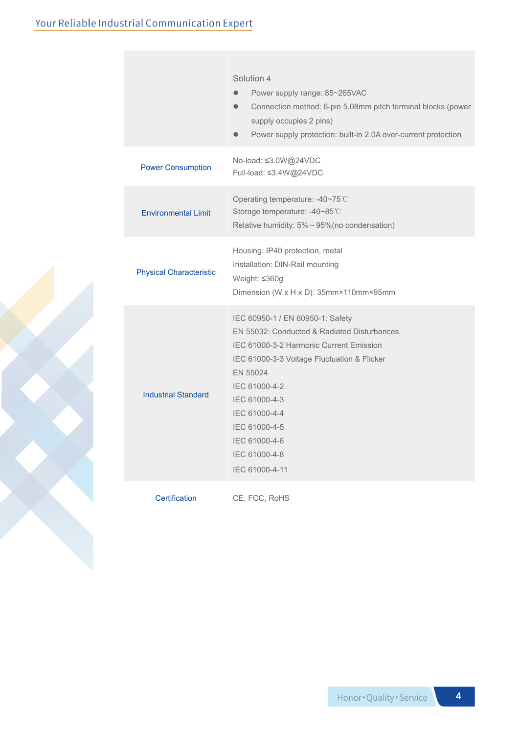| | |
|---|---|
| | Solution 4<br>● Power supply range: 85~265VAC<br>● Connection method: 6-pin 5.08mm pitch terminal blocks (power supply occupies 2 pins)<br>● Power supply protection: built-in 2.0A over-current protection |
| Power Consumption | No-load: ≤3.0W@24VDC<br>Full-load: ≤3.4W@24VDC |
| Environmental Limit | Operating temperature: -40~75℃<br>Storage temperature: -40~85℃<br>Relative humidity: 5% ~ 95%(no condensation) |
| Physical Characteristic | Housing: IP40 protection, metal<br>Installation: DIN-Rail mounting<br>Weight: ≤360g<br>Dimension (W x H x D): 35mm×110mm×95mm |
| Industrial Standard | IEC 60950-1 / EN 60950-1: Safety<br>EN 55032: Conducted & Radiated Disturbances<br>IEC 61000-3-2 Harmonic Current Emission<br>IEC 61000-3-3 Voltage Fluctuation & Flicker<br>EN 55024<br>IEC 61000-4-2<br>IEC 61000-4-3<br>IEC 61000-4-4<br>IEC 61000-4-5<br>IEC 61000-4-6<br>IEC 61000-4-8<br>IEC 61000-4-11 |
| Certification | CE, FCC, RoHS |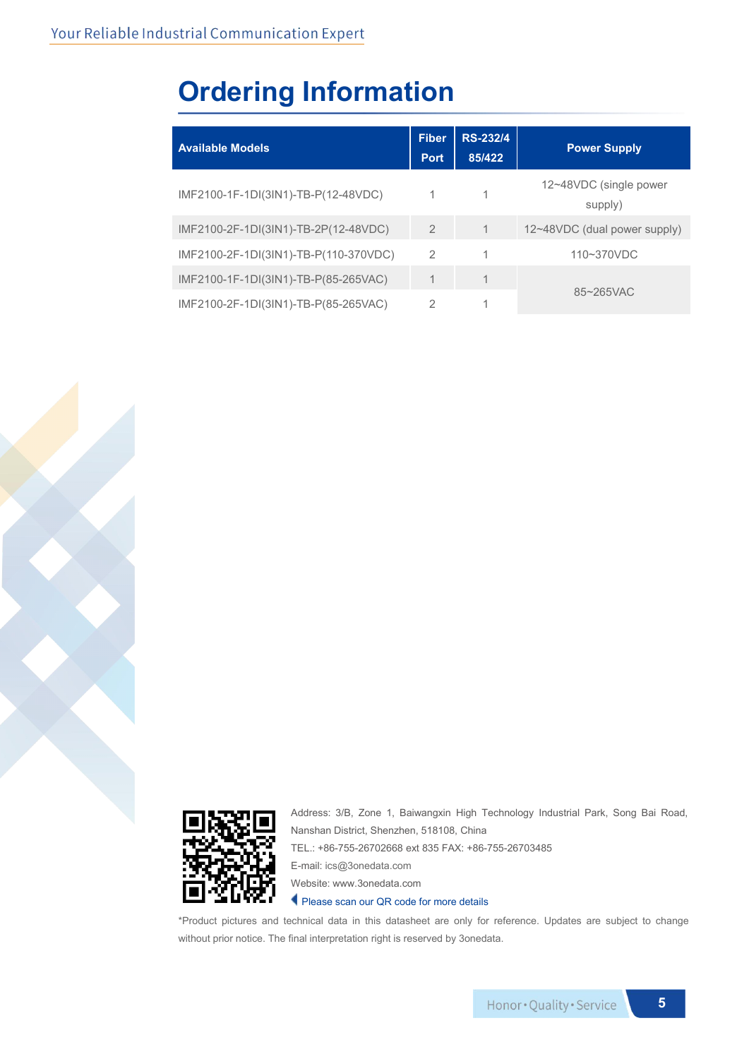# Ordering Information

| Available Models | Fiber Port | RS-232/485/422 | Power Supply |
|---|---|---|---|
| IMF2100-1F-1DI(3IN1)-TB-P(12-48VDC) | 1 | 1 | 12~48VDC (single power supply) |
| IMF2100-2F-1DI(3IN1)-TB-2P(12-48VDC) | 2 | 1 | 12~48VDC (dual power supply) |
| IMF2100-2F-1DI(3IN1)-TB-P(110-370VDC) | 2 | 1 | 110~370VDC |
| IMF2100-1F-1DI(3IN1)-TB-P(85-265VAC) | 1 | 1 | 85~265VAC |
| IMF2100-2F-1DI(3IN1)-TB-P(85-265VAC) | 2 | 1 | |

Address: 3/B, Zone 1, Baiwangxin High Technology Industrial Park, Song Bai Road, Nanshan District, Shenzhen, 518108, China

TEL.: +86-755-26702668 ext 835 FAX: +86-755-26703485

E-mail: ics@3onedata.com

Website: www.3onedata.com

Please scan our QR code for more details

*Product pictures and technical data in this datasheet are only for reference. Updates are subject to change without prior notice. The final interpretation right is reserved by 3onedata.